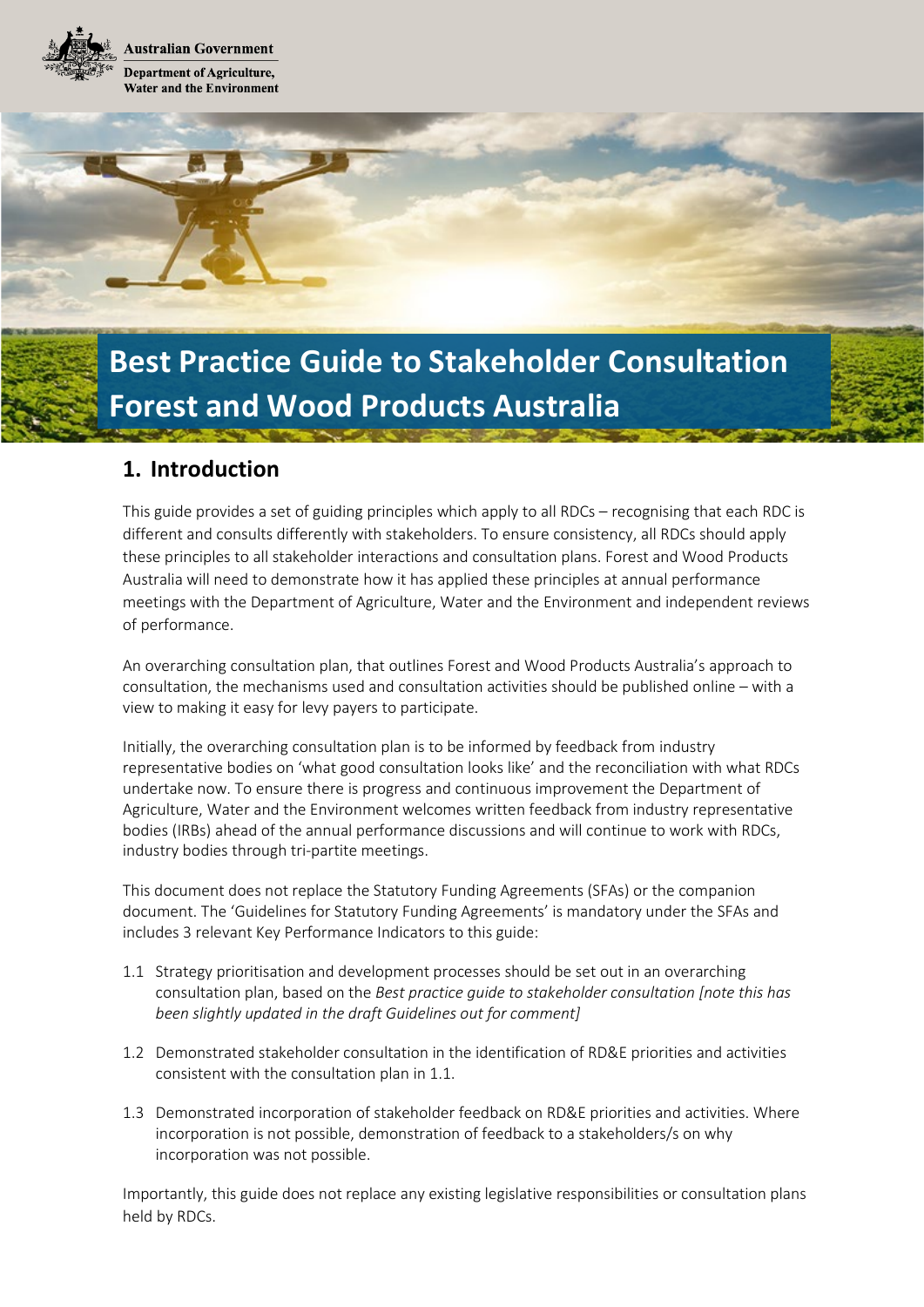Australian Government

Department of Agriculture, Water and the Environment

# Best Practice Guide to Stakeholder Consultation Forest and Wood Products Australia

## 1. Introduction

This guide provides a set of guiding principles which apply to all RDCs – recognising that each RDC is different and consults differently with stakeholders. To ensure consistency, all RDCs should apply these principles to all stakeholder interactions and consultation plans. Forest and Wood Products Australia will need to demonstrate how it has applied these principles at annual performance meetings with the Department of Agriculture, Water and the Environment and independent reviews of performance.

An overarching consultation plan, that outlines Forest and Wood Products Australia's approach to consultation, the mechanisms used and consultation activities should be published online – with a view to making it easy for levy payers to participate.

Initially, the overarching consultation plan is to be informed by feedback from industry representative bodies on 'what good consultation looks like' and the reconciliation with what RDCs undertake now. To ensure there is progress and continuous improvement the Department of Agriculture, Water and the Environment welcomes written feedback from industry representative bodies (IRBs) ahead of the annual performance discussions and will continue to work with RDCs, industry bodies through tri-partite meetings.

This document does not replace the Statutory Funding Agreements (SFAs) or the companion document. The 'Guidelines for Statutory Funding Agreements' is mandatory under the SFAs and includes 3 relevant Key Performance Indicators to this guide:

1.1 Strategy prioritisation and development processes should be set out in an overarching consultation plan, based on the *Best practice guide to stakeholder consultation [note this has been slightly updated in the draft Guidelines out for comment]*

1.2 Demonstrated stakeholder consultation in the identification of RD&E priorities and activities consistent with the consultation plan in 1.1.

1.3 Demonstrated incorporation of stakeholder feedback on RD&E priorities and activities. Where incorporation is not possible, demonstration of feedback to a stakeholders/s on why incorporation was not possible.

Importantly, this guide does not replace any existing legislative responsibilities or consultation plans held by RDCs.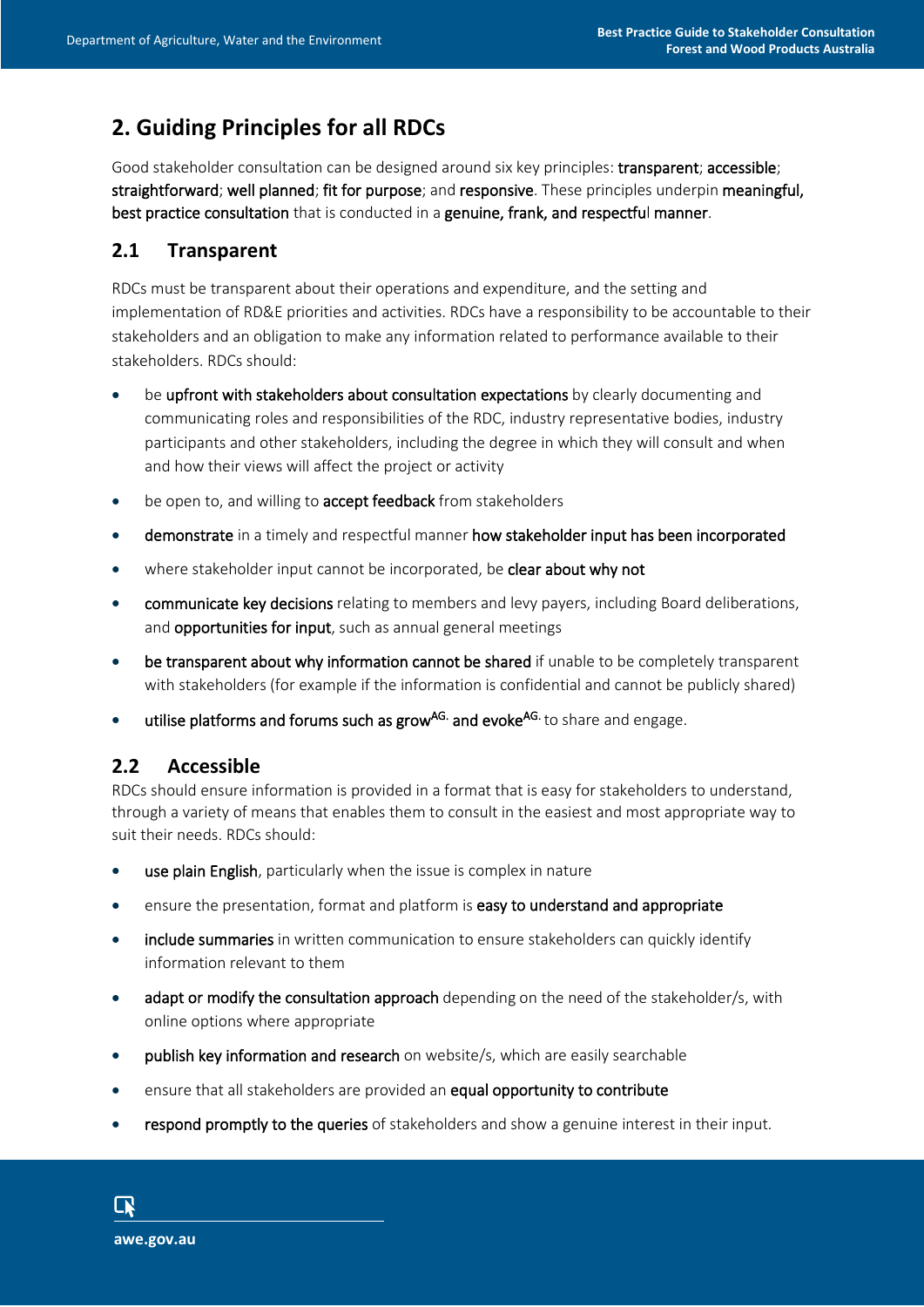## 2. Guiding Principles for all RDCs

Good stakeholder consultation can be designed around six key principles: **transparent**; **accessible**; **straightforward**; **well planned**; **fit for purpose**; and **responsive**. These principles underpin **meaningful, best practice consultation** that is conducted in a **genuine, frank, and respectful manner**.

### 2.1 Transparent

RDCs must be transparent about their operations and expenditure, and the setting and implementation of RD&E priorities and activities. RDCs have a responsibility to be accountable to their stakeholders and an obligation to make any information related to performance available to their stakeholders. RDCs should:

- be **upfront with stakeholders about consultation expectations** by clearly documenting and communicating roles and responsibilities of the RDC, industry representative bodies, industry participants and other stakeholders, including the degree in which they will consult and when and how their views will affect the project or activity
- be open to, and willing to **accept feedback** from stakeholders
- **demonstrate** in a timely and respectful manner **how stakeholder input has been incorporated**
- where stakeholder input cannot be incorporated, be **clear about why not**
- **communicate key decisions** relating to members and levy payers, including Board deliberations, and **opportunities for input**, such as annual general meetings
- **be transparent about why information cannot be shared** if unable to be completely transparent with stakeholders (for example if the information is confidential and cannot be publicly shared)
- **utilise platforms and forums such as grow^AG. and evoke^AG.** to share and engage.

### 2.2 Accessible

RDCs should ensure information is provided in a format that is easy for stakeholders to understand, through a variety of means that enables them to consult in the easiest and most appropriate way to suit their needs. RDCs should:

- **use plain English**, particularly when the issue is complex in nature
- ensure the presentation, format and platform is **easy to understand and appropriate**
- **include summaries** in written communication to ensure stakeholders can quickly identify information relevant to them
- **adapt or modify the consultation approach** depending on the need of the stakeholder/s, with online options where appropriate
- **publish key information and research** on website/s, which are easily searchable
- ensure that all stakeholders are provided an **equal opportunity to contribute**
- **respond promptly to the queries** of stakeholders and show a genuine interest in their input.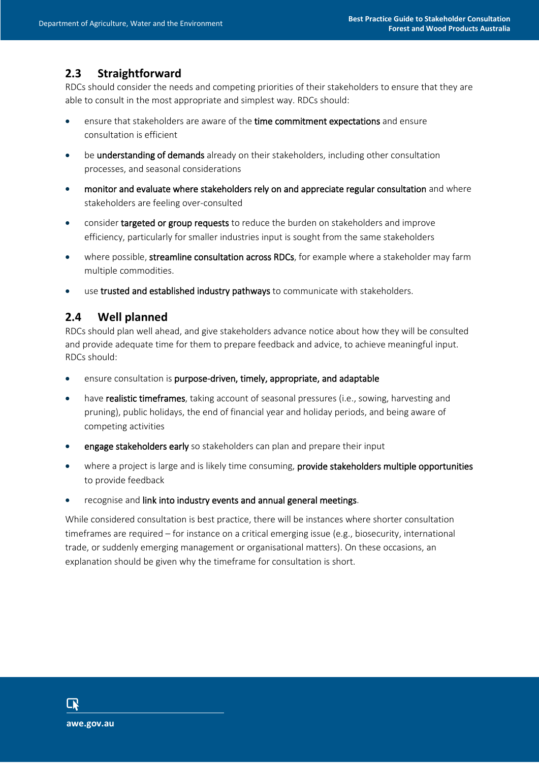## 2.3 Straightforward

RDCs should consider the needs and competing priorities of their stakeholders to ensure that they are able to consult in the most appropriate and simplest way. RDCs should:

- ensure that stakeholders are aware of the **time commitment expectations** and ensure consultation is efficient
- be **understanding of demands** already on their stakeholders, including other consultation processes, and seasonal considerations
- **monitor and evaluate where stakeholders rely on and appreciate regular consultation** and where stakeholders are feeling over-consulted
- consider **targeted or group requests** to reduce the burden on stakeholders and improve efficiency, particularly for smaller industries input is sought from the same stakeholders
- where possible, **streamline consultation across RDCs**, for example where a stakeholder may farm multiple commodities.
- use **trusted and established industry pathways** to communicate with stakeholders.

## 2.4 Well planned

RDCs should plan well ahead, and give stakeholders advance notice about how they will be consulted and provide adequate time for them to prepare feedback and advice, to achieve meaningful input. RDCs should:

- ensure consultation is **purpose-driven, timely, appropriate, and adaptable**
- have **realistic timeframes**, taking account of seasonal pressures (i.e., sowing, harvesting and pruning), public holidays, the end of financial year and holiday periods, and being aware of competing activities
- **engage stakeholders early** so stakeholders can plan and prepare their input
- where a project is large and is likely time consuming, **provide stakeholders multiple opportunities** to provide feedback
- recognise and **link into industry events and annual general meetings**.

While considered consultation is best practice, there will be instances where shorter consultation timeframes are required – for instance on a critical emerging issue (e.g., biosecurity, international trade, or suddenly emerging management or organisational matters). On these occasions, an explanation should be given why the timeframe for consultation is short.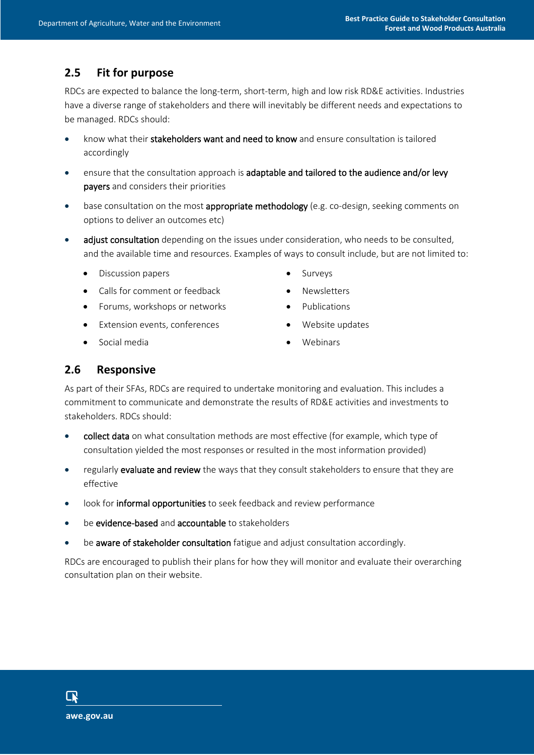## 2.5 Fit for purpose

RDCs are expected to balance the long-term, short-term, high and low risk RD&E activities. Industries have a diverse range of stakeholders and there will inevitably be different needs and expectations to be managed. RDCs should:

- know what their **stakeholders want and need to know** and ensure consultation is tailored accordingly
- ensure that the consultation approach is **adaptable and tailored to the audience and/or levy payers** and considers their priorities
- base consultation on the most **appropriate methodology** (e.g. co-design, seeking comments on options to deliver an outcomes etc)
- **adjust consultation** depending on the issues under consideration, who needs to be consulted, and the available time and resources. Examples of ways to consult include, but are not limited to:
  - Discussion papers
  - Calls for comment or feedback
  - Forums, workshops or networks
  - Extension events, conferences
  - Social media
  - Surveys
  - Newsletters
  - Publications
  - Website updates
  - Webinars

## 2.6 Responsive

As part of their SFAs, RDCs are required to undertake monitoring and evaluation. This includes a commitment to communicate and demonstrate the results of RD&E activities and investments to stakeholders. RDCs should:

- **collect data** on what consultation methods are most effective (for example, which type of consultation yielded the most responses or resulted in the most information provided)
- regularly **evaluate and review** the ways that they consult stakeholders to ensure that they are effective
- look for **informal opportunities** to seek feedback and review performance
- be **evidence-based** and **accountable** to stakeholders
- be **aware of stakeholder consultation** fatigue and adjust consultation accordingly.

RDCs are encouraged to publish their plans for how they will monitor and evaluate their overarching consultation plan on their website.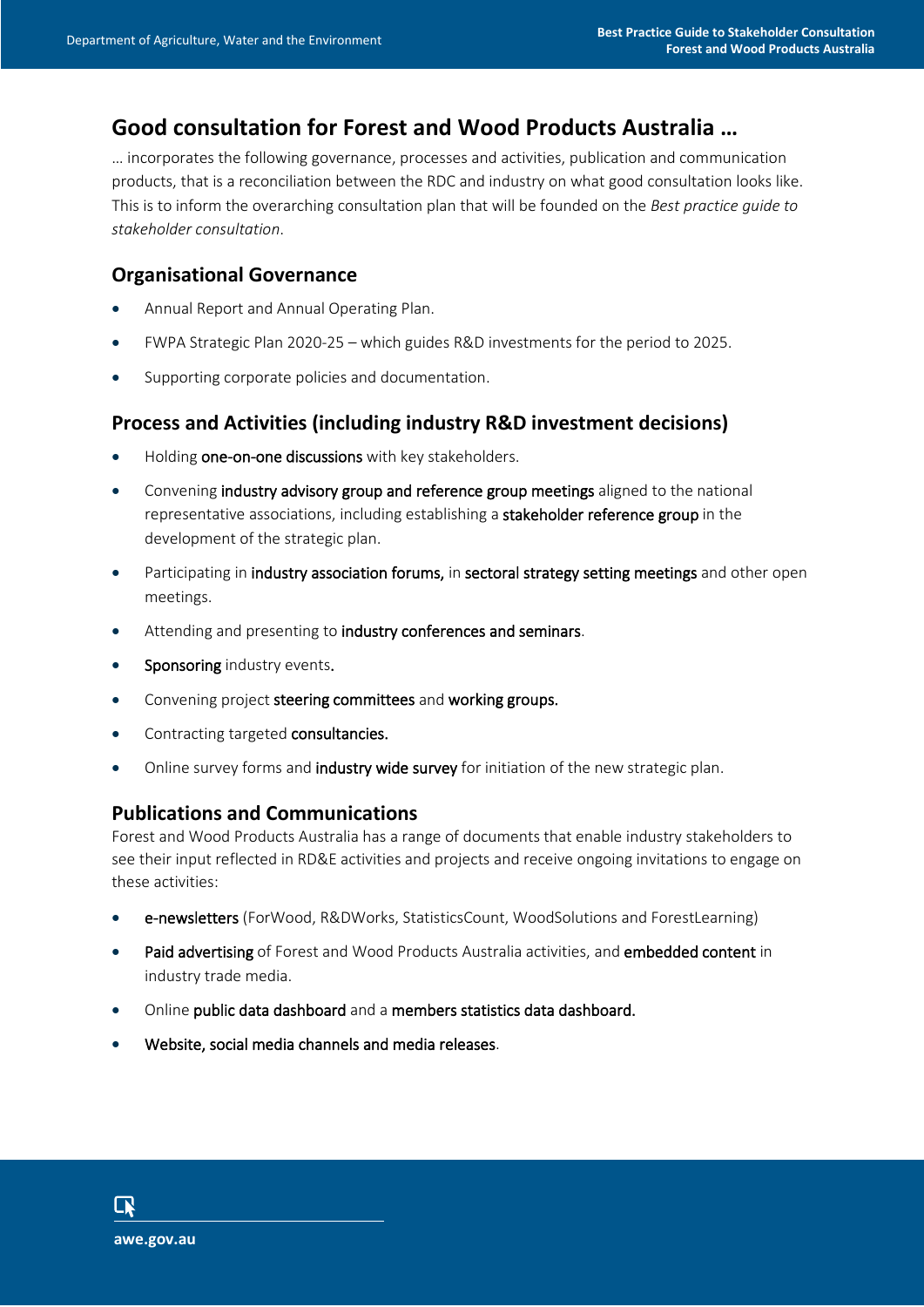## Good consultation for Forest and Wood Products Australia …

… incorporates the following governance, processes and activities, publication and communication products, that is a reconciliation between the RDC and industry on what good consultation looks like. This is to inform the overarching consultation plan that will be founded on the *Best practice guide to stakeholder consultation*.

### Organisational Governance

- Annual Report and Annual Operating Plan.
- FWPA Strategic Plan 2020-25 – which guides R&D investments for the period to 2025.
- Supporting corporate policies and documentation.

### Process and Activities (including industry R&D investment decisions)

- Holding one-on-one discussions with key stakeholders.
- Convening industry advisory group and reference group meetings aligned to the national representative associations, including establishing a stakeholder reference group in the development of the strategic plan.
- Participating in industry association forums, in sectoral strategy setting meetings and other open meetings.
- Attending and presenting to industry conferences and seminars.
- Sponsoring industry events.
- Convening project steering committees and working groups.
- Contracting targeted consultancies.
- Online survey forms and industry wide survey for initiation of the new strategic plan.

### Publications and Communications

Forest and Wood Products Australia has a range of documents that enable industry stakeholders to see their input reflected in RD&E activities and projects and receive ongoing invitations to engage on these activities:

- e-newsletters (ForWood, R&DWorks, StatisticsCount, WoodSolutions and ForestLearning)
- Paid advertising of Forest and Wood Products Australia activities, and embedded content in industry trade media.
- Online public data dashboard and a members statistics data dashboard.
- Website, social media channels and media releases.